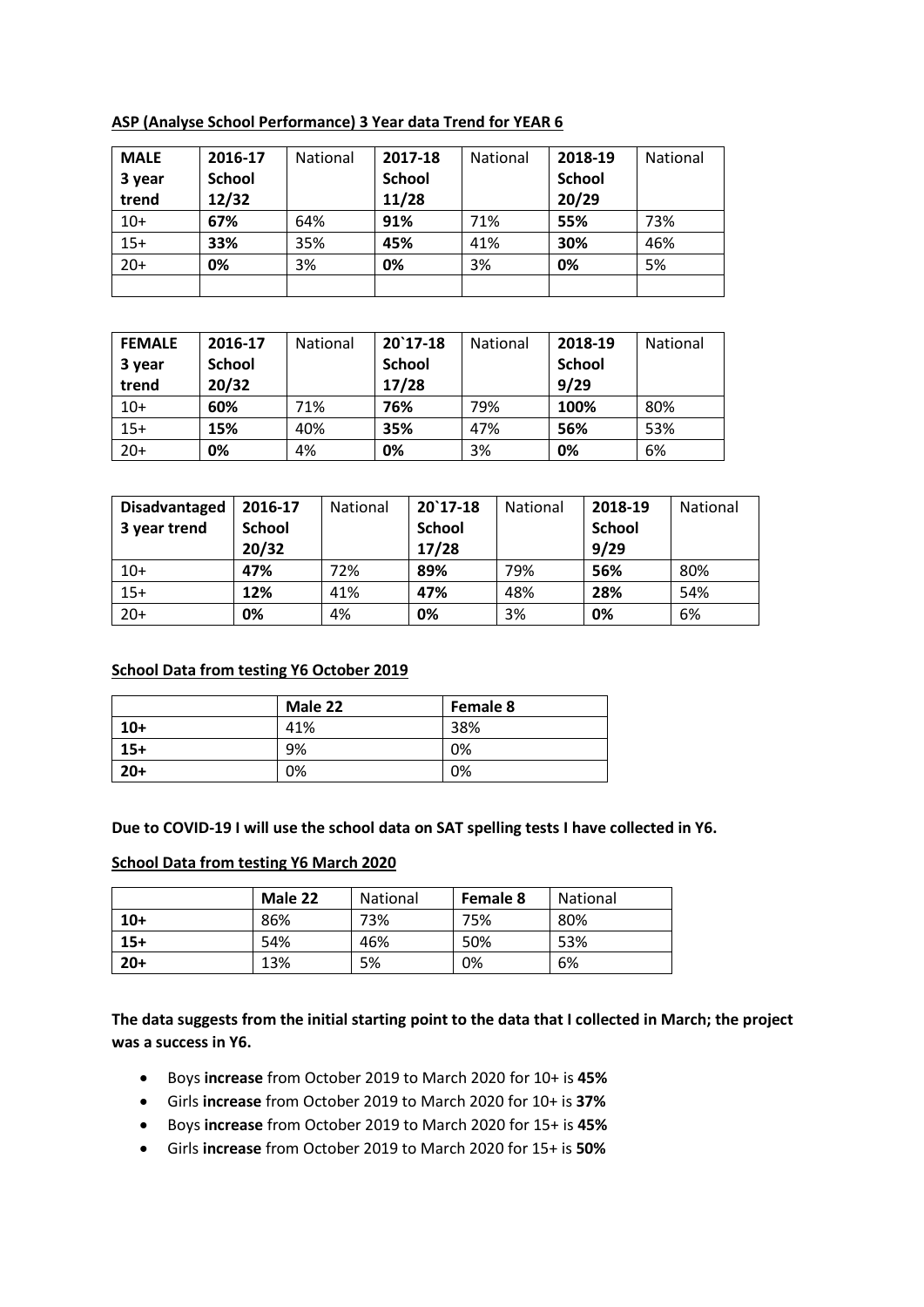**ASP (Analyse School Performance) 3 Year data Trend for YEAR 6**

| **MALE 3 year trend** | **2016-17 School 12/32** | National | **2017-18 School 11/28** | National | **2018-19 School 20/29** | National |
|---|---|---|---|---|---|---|
| 10+ | **67%** | 64% | **91%** | 71% | **55%** | 73% |
| 15+ | **33%** | 35% | **45%** | 41% | **30%** | 46% |
| 20+ | **0%** | 3% | **0%** | 3% | **0%** | 5% |
| | | | | | | |

| **FEMALE 3 year trend** | **2016-17 School 20/32** | National | **20`17-18 School 17/28** | National | **2018-19 School 9/29** | National |
|---|---|---|---|---|---|---|
| 10+ | **60%** | 71% | **76%** | 79% | **100%** | 80% |
| 15+ | **15%** | 40% | **35%** | 47% | **56%** | 53% |
| 20+ | **0%** | 4% | **0%** | 3% | **0%** | 6% |

| **Disadvantaged 3 year trend** | **2016-17 School 20/32** | National | **20`17-18 School 17/28** | National | **2018-19 School 9/29** | National |
|---|---|---|---|---|---|---|
| 10+ | **47%** | 72% | **89%** | 79% | **56%** | 80% |
| 15+ | **12%** | 41% | **47%** | 48% | **28%** | 54% |
| 20+ | **0%** | 4% | **0%** | 3% | **0%** | 6% |

**School Data from testing Y6 October 2019**

| | **Male 22** | **Female 8** |
|---|---|---|
| **10+** | 41% | 38% |
| **15+** | 9% | 0% |
| **20+** | 0% | 0% |

**Due to COVID-19 I will use the school data on SAT spelling tests I have collected in Y6.**

**School Data from testing Y6 March 2020**

| | **Male 22** | National | **Female 8** | National |
|---|---|---|---|---|
| **10+** | 86% | 73% | 75% | 80% |
| **15+** | 54% | 46% | 50% | 53% |
| **20+** | 13% | 5% | 0% | 6% |

**The data suggests from the initial starting point to the data that I collected in March; the project was a success in Y6.**

- Boys **increase** from October 2019 to March 2020 for 10+ is **45%**
- Girls **increase** from October 2019 to March 2020 for 10+ is **37%**
- Boys **increase** from October 2019 to March 2020 for 15+ is **45%**
- Girls **increase** from October 2019 to March 2020 for 15+ is **50%**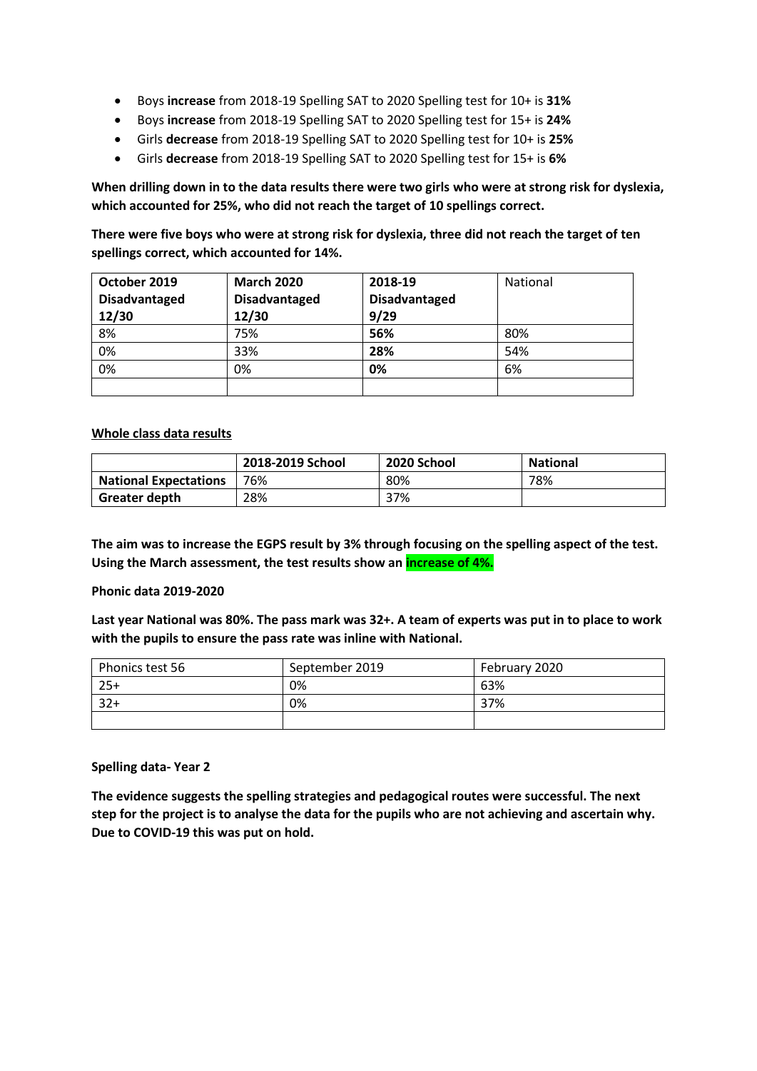- Boys **increase** from 2018-19 Spelling SAT to 2020 Spelling test for 10+ is **31%**
- Boys **increase** from 2018-19 Spelling SAT to 2020 Spelling test for 15+ is **24%**
- Girls **decrease** from 2018-19 Spelling SAT to 2020 Spelling test for 10+ is **25%**
- Girls **decrease** from 2018-19 Spelling SAT to 2020 Spelling test for 15+ is **6%**

**When drilling down in to the data results there were two girls who were at strong risk for dyslexia, which accounted for 25%, who did not reach the target of 10 spellings correct.**

**There were five boys who were at strong risk for dyslexia, three did not reach the target of ten spellings correct, which accounted for 14%.**

| **October 2019 Disadvantaged 12/30** | **March 2020 Disadvantaged 12/30** | **2018-19 Disadvantaged 9/29** | National |
|---|---|---|---|
| 8% | 75% | **56%** | 80% |
| 0% | 33% | **28%** | 54% |
| 0% | 0% | **0%** | 6% |
| | | | |

**Whole class data results**

| | **2018-2019 School** | **2020 School** | **National** |
|---|---|---|---|
| **National Expectations** | 76% | 80% | 78% |
| **Greater depth** | 28% | 37% | |

**The aim was to increase the EGPS result by 3% through focusing on the spelling aspect of the test. Using the March assessment, the test results show an increase of 4%.**

**Phonic data 2019-2020**

**Last year National was 80%. The pass mark was 32+. A team of experts was put in to place to work with the pupils to ensure the pass rate was inline with National.**

| Phonics test 56 | September 2019 | February 2020 |
|---|---|---|
| 25+ | 0% | 63% |
| 32+ | 0% | 37% |
| | | |

**Spelling data- Year 2**

**The evidence suggests the spelling strategies and pedagogical routes were successful. The next step for the project is to analyse the data for the pupils who are not achieving and ascertain why. Due to COVID-19 this was put on hold.**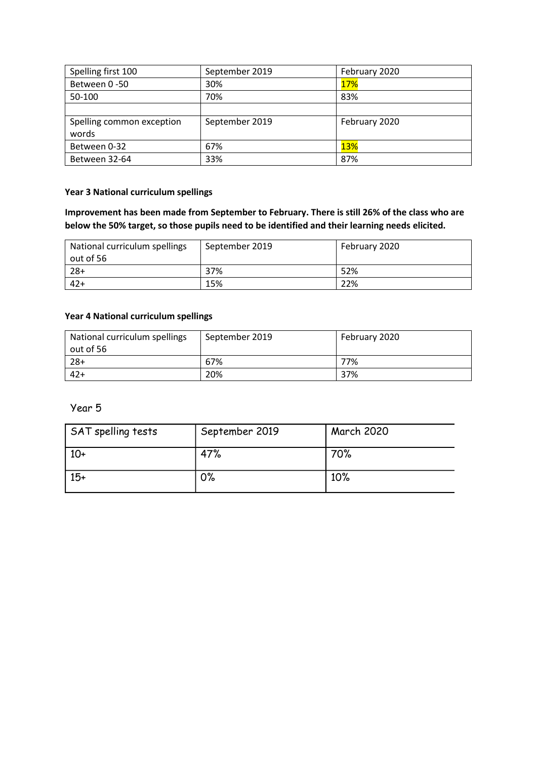| Spelling first 100 | September 2019 | February 2020 |
|---|---|---|
| Between 0 -50 | 30% | 17% |
| 50-100 | 70% | 83% |
| | | |
| Spelling common exception words | September 2019 | February 2020 |
| Between 0-32 | 67% | 13% |
| Between 32-64 | 33% | 87% |

**Year 3 National curriculum spellings**

**Improvement has been made from September to February. There is still 26% of the class who are below the 50% target, so those pupils need to be identified and their learning needs elicited.**

| National curriculum spellings out of 56 | September 2019 | February 2020 |
|---|---|---|
| 28+ | 37% | 52% |
| 42+ | 15% | 22% |

**Year 4 National curriculum spellings**

| National curriculum spellings out of 56 | September 2019 | February 2020 |
|---|---|---|
| 28+ | 67% | 77% |
| 42+ | 20% | 37% |

Year 5

| SAT spelling tests | September 2019 | March 2020 |
|---|---|---|
| 10+ | 47% | 70% |
| 15+ | 0% | 10% |